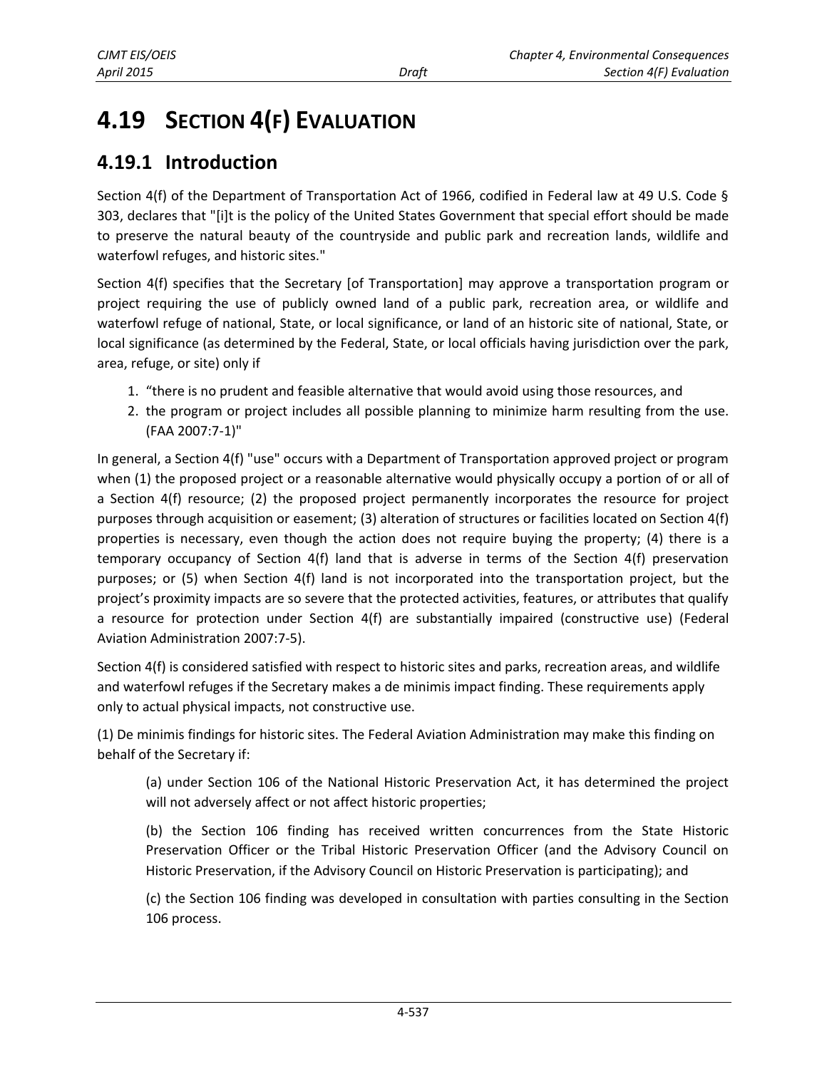# 4.19 SECTION 4(F) EVALUATION

## 4.19.1 Introduction

Section 4(f) of the Department of Transportation Act of 1966, codified in Federal law at 49 U.S. Code § 303, declares that "[i]t is the policy of the United States Government that special effort should be made to preserve the natural beauty of the countryside and public park and recreation lands, wildlife and waterfowl refuges, and historic sites."

Section 4(f) specifies that the Secretary [of Transportation] may approve a transportation program or project requiring the use of publicly owned land of a public park, recreation area, or wildlife and waterfowl refuge of national, State, or local significance, or land of an historic site of national, State, or local significance (as determined by the Federal, State, or local officials having jurisdiction over the park, area, refuge, or site) only if

1. "there is no prudent and feasible alternative that would avoid using those resources, and
2. the program or project includes all possible planning to minimize harm resulting from the use. (FAA 2007:7-1)"

In general, a Section 4(f) "use" occurs with a Department of Transportation approved project or program when (1) the proposed project or a reasonable alternative would physically occupy a portion of or all of a Section 4(f) resource; (2) the proposed project permanently incorporates the resource for project purposes through acquisition or easement; (3) alteration of structures or facilities located on Section 4(f) properties is necessary, even though the action does not require buying the property; (4) there is a temporary occupancy of Section 4(f) land that is adverse in terms of the Section 4(f) preservation purposes; or (5) when Section 4(f) land is not incorporated into the transportation project, but the project's proximity impacts are so severe that the protected activities, features, or attributes that qualify a resource for protection under Section 4(f) are substantially impaired (constructive use) (Federal Aviation Administration 2007:7-5).

Section 4(f) is considered satisfied with respect to historic sites and parks, recreation areas, and wildlife and waterfowl refuges if the Secretary makes a de minimis impact finding. These requirements apply only to actual physical impacts, not constructive use.

(1) De minimis findings for historic sites. The Federal Aviation Administration may make this finding on behalf of the Secretary if:

> (a) under Section 106 of the National Historic Preservation Act, it has determined the project will not adversely affect or not affect historic properties;
>
> (b) the Section 106 finding has received written concurrences from the State Historic Preservation Officer or the Tribal Historic Preservation Officer (and the Advisory Council on Historic Preservation, if the Advisory Council on Historic Preservation is participating); and
>
> (c) the Section 106 finding was developed in consultation with parties consulting in the Section 106 process.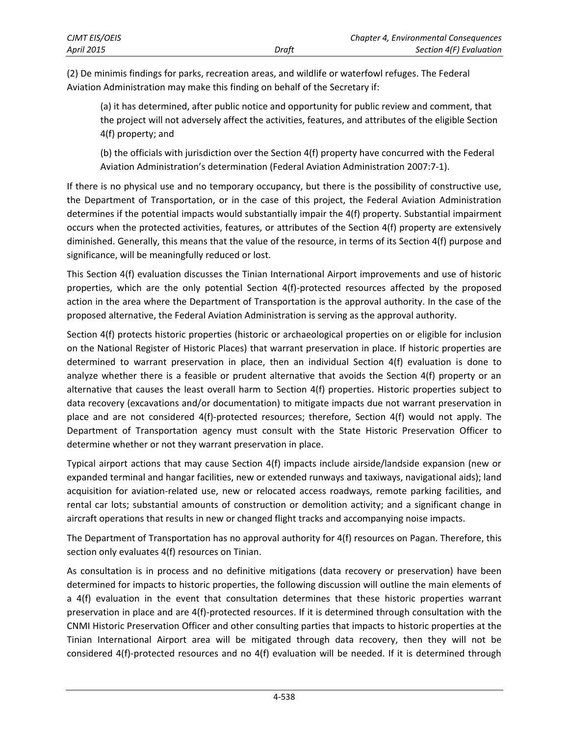(2) De minimis findings for parks, recreation areas, and wildlife or waterfowl refuges. The Federal Aviation Administration may make this finding on behalf of the Secretary if:

> (a) it has determined, after public notice and opportunity for public review and comment, that the project will not adversely affect the activities, features, and attributes of the eligible Section 4(f) property; and
>
> (b) the officials with jurisdiction over the Section 4(f) property have concurred with the Federal Aviation Administration's determination (Federal Aviation Administration 2007:7-1).

If there is no physical use and no temporary occupancy, but there is the possibility of constructive use, the Department of Transportation, or in the case of this project, the Federal Aviation Administration determines if the potential impacts would substantially impair the 4(f) property. Substantial impairment occurs when the protected activities, features, or attributes of the Section 4(f) property are extensively diminished. Generally, this means that the value of the resource, in terms of its Section 4(f) purpose and significance, will be meaningfully reduced or lost.

This Section 4(f) evaluation discusses the Tinian International Airport improvements and use of historic properties, which are the only potential Section 4(f)-protected resources affected by the proposed action in the area where the Department of Transportation is the approval authority. In the case of the proposed alternative, the Federal Aviation Administration is serving as the approval authority.

Section 4(f) protects historic properties (historic or archaeological properties on or eligible for inclusion on the National Register of Historic Places) that warrant preservation in place. If historic properties are determined to warrant preservation in place, then an individual Section 4(f) evaluation is done to analyze whether there is a feasible or prudent alternative that avoids the Section 4(f) property or an alternative that causes the least overall harm to Section 4(f) properties. Historic properties subject to data recovery (excavations and/or documentation) to mitigate impacts due not warrant preservation in place and are not considered 4(f)-protected resources; therefore, Section 4(f) would not apply. The Department of Transportation agency must consult with the State Historic Preservation Officer to determine whether or not they warrant preservation in place.

Typical airport actions that may cause Section 4(f) impacts include airside/landside expansion (new or expanded terminal and hangar facilities, new or extended runways and taxiways, navigational aids); land acquisition for aviation-related use, new or relocated access roadways, remote parking facilities, and rental car lots; substantial amounts of construction or demolition activity; and a significant change in aircraft operations that results in new or changed flight tracks and accompanying noise impacts.

The Department of Transportation has no approval authority for 4(f) resources on Pagan. Therefore, this section only evaluates 4(f) resources on Tinian.

As consultation is in process and no definitive mitigations (data recovery or preservation) have been determined for impacts to historic properties, the following discussion will outline the main elements of a 4(f) evaluation in the event that consultation determines that these historic properties warrant preservation in place and are 4(f)-protected resources. If it is determined through consultation with the CNMI Historic Preservation Officer and other consulting parties that impacts to historic properties at the Tinian International Airport area will be mitigated through data recovery, then they will not be considered 4(f)-protected resources and no 4(f) evaluation will be needed. If it is determined through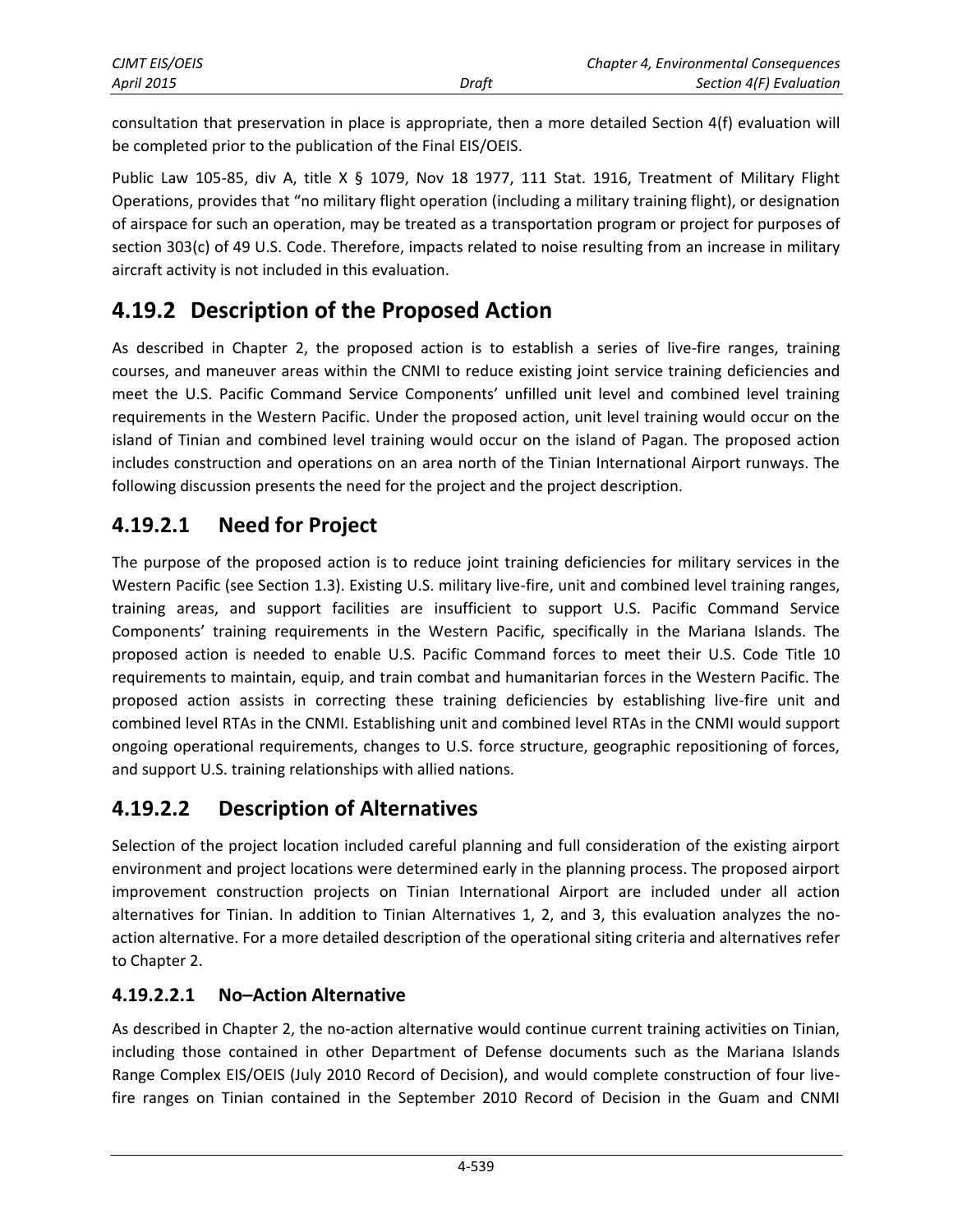consultation that preservation in place is appropriate, then a more detailed Section 4(f) evaluation will be completed prior to the publication of the Final EIS/OEIS.

Public Law 105-85, div A, title X § 1079, Nov 18 1977, 111 Stat. 1916, Treatment of Military Flight Operations, provides that "no military flight operation (including a military training flight), or designation of airspace for such an operation, may be treated as a transportation program or project for purposes of section 303(c) of 49 U.S. Code. Therefore, impacts related to noise resulting from an increase in military aircraft activity is not included in this evaluation.

# 4.19.2 Description of the Proposed Action

As described in Chapter 2, the proposed action is to establish a series of live-fire ranges, training courses, and maneuver areas within the CNMI to reduce existing joint service training deficiencies and meet the U.S. Pacific Command Service Components' unfilled unit level and combined level training requirements in the Western Pacific. Under the proposed action, unit level training would occur on the island of Tinian and combined level training would occur on the island of Pagan. The proposed action includes construction and operations on an area north of the Tinian International Airport runways. The following discussion presents the need for the project and the project description.

## 4.19.2.1 Need for Project

The purpose of the proposed action is to reduce joint training deficiencies for military services in the Western Pacific (see Section 1.3). Existing U.S. military live-fire, unit and combined level training ranges, training areas, and support facilities are insufficient to support U.S. Pacific Command Service Components' training requirements in the Western Pacific, specifically in the Mariana Islands. The proposed action is needed to enable U.S. Pacific Command forces to meet their U.S. Code Title 10 requirements to maintain, equip, and train combat and humanitarian forces in the Western Pacific. The proposed action assists in correcting these training deficiencies by establishing live-fire unit and combined level RTAs in the CNMI. Establishing unit and combined level RTAs in the CNMI would support ongoing operational requirements, changes to U.S. force structure, geographic repositioning of forces, and support U.S. training relationships with allied nations.

## 4.19.2.2 Description of Alternatives

Selection of the project location included careful planning and full consideration of the existing airport environment and project locations were determined early in the planning process. The proposed airport improvement construction projects on Tinian International Airport are included under all action alternatives for Tinian. In addition to Tinian Alternatives 1, 2, and 3, this evaluation analyzes the no-action alternative. For a more detailed description of the operational siting criteria and alternatives refer to Chapter 2.

### 4.19.2.2.1 No–Action Alternative

As described in Chapter 2, the no-action alternative would continue current training activities on Tinian, including those contained in other Department of Defense documents such as the Mariana Islands Range Complex EIS/OEIS (July 2010 Record of Decision), and would complete construction of four live-fire ranges on Tinian contained in the September 2010 Record of Decision in the Guam and CNMI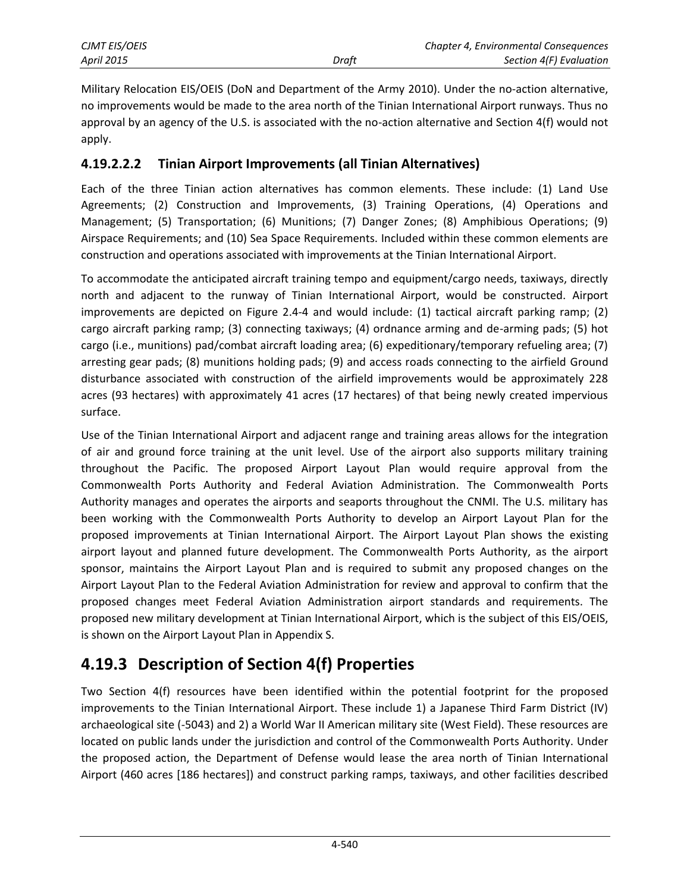Military Relocation EIS/OEIS (DoN and Department of the Army 2010). Under the no-action alternative, no improvements would be made to the area north of the Tinian International Airport runways. Thus no approval by an agency of the U.S. is associated with the no-action alternative and Section 4(f) would not apply.

#### 4.19.2.2.2 Tinian Airport Improvements (all Tinian Alternatives)

Each of the three Tinian action alternatives has common elements. These include: (1) Land Use Agreements; (2) Construction and Improvements, (3) Training Operations, (4) Operations and Management; (5) Transportation; (6) Munitions; (7) Danger Zones; (8) Amphibious Operations; (9) Airspace Requirements; and (10) Sea Space Requirements. Included within these common elements are construction and operations associated with improvements at the Tinian International Airport.

To accommodate the anticipated aircraft training tempo and equipment/cargo needs, taxiways, directly north and adjacent to the runway of Tinian International Airport, would be constructed. Airport improvements are depicted on Figure 2.4-4 and would include: (1) tactical aircraft parking ramp; (2) cargo aircraft parking ramp; (3) connecting taxiways; (4) ordnance arming and de-arming pads; (5) hot cargo (i.e., munitions) pad/combat aircraft loading area; (6) expeditionary/temporary refueling area; (7) arresting gear pads; (8) munitions holding pads; (9) and access roads connecting to the airfield Ground disturbance associated with construction of the airfield improvements would be approximately 228 acres (93 hectares) with approximately 41 acres (17 hectares) of that being newly created impervious surface.

Use of the Tinian International Airport and adjacent range and training areas allows for the integration of air and ground force training at the unit level. Use of the airport also supports military training throughout the Pacific. The proposed Airport Layout Plan would require approval from the Commonwealth Ports Authority and Federal Aviation Administration. The Commonwealth Ports Authority manages and operates the airports and seaports throughout the CNMI. The U.S. military has been working with the Commonwealth Ports Authority to develop an Airport Layout Plan for the proposed improvements at Tinian International Airport. The Airport Layout Plan shows the existing airport layout and planned future development. The Commonwealth Ports Authority, as the airport sponsor, maintains the Airport Layout Plan and is required to submit any proposed changes on the Airport Layout Plan to the Federal Aviation Administration for review and approval to confirm that the proposed changes meet Federal Aviation Administration airport standards and requirements. The proposed new military development at Tinian International Airport, which is the subject of this EIS/OEIS, is shown on the Airport Layout Plan in Appendix S.

## 4.19.3 Description of Section 4(f) Properties

Two Section 4(f) resources have been identified within the potential footprint for the proposed improvements to the Tinian International Airport. These include 1) a Japanese Third Farm District (IV) archaeological site (-5043) and 2) a World War II American military site (West Field). These resources are located on public lands under the jurisdiction and control of the Commonwealth Ports Authority. Under the proposed action, the Department of Defense would lease the area north of Tinian International Airport (460 acres [186 hectares]) and construct parking ramps, taxiways, and other facilities described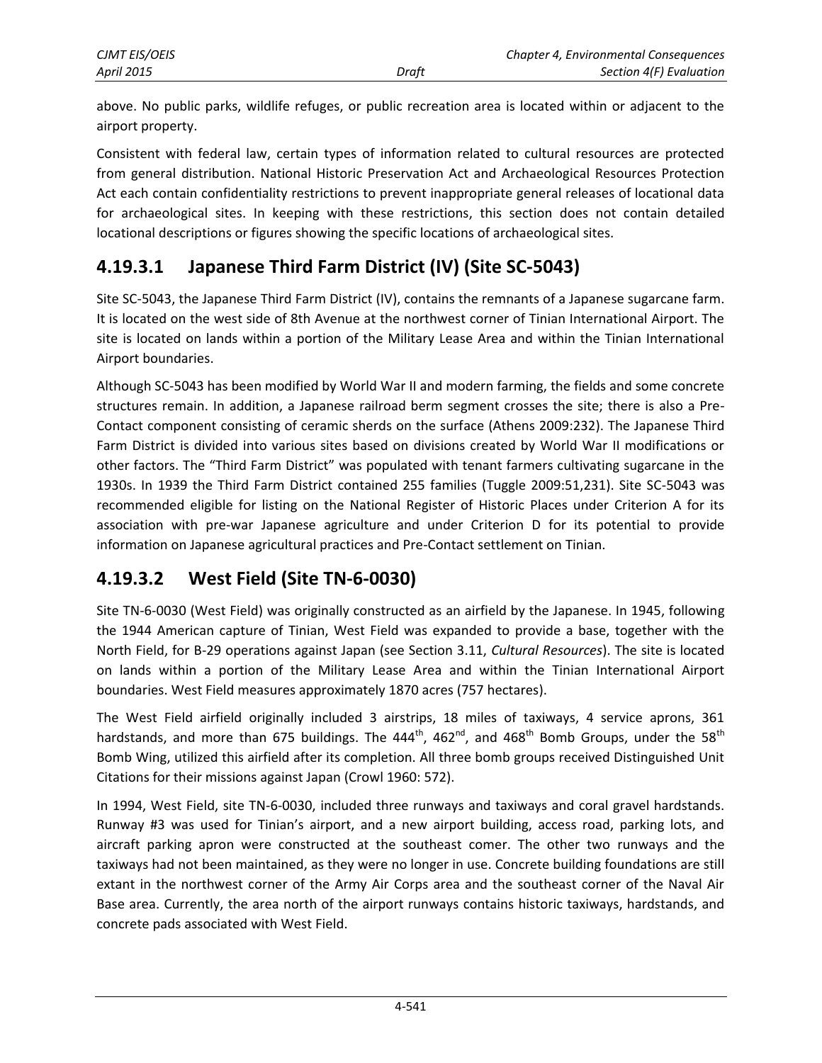above. No public parks, wildlife refuges, or public recreation area is located within or adjacent to the airport property.

Consistent with federal law, certain types of information related to cultural resources are protected from general distribution. National Historic Preservation Act and Archaeological Resources Protection Act each contain confidentiality restrictions to prevent inappropriate general releases of locational data for archaeological sites. In keeping with these restrictions, this section does not contain detailed locational descriptions or figures showing the specific locations of archaeological sites.

## 4.19.3.1 Japanese Third Farm District (IV) (Site SC-5043)

Site SC-5043, the Japanese Third Farm District (IV), contains the remnants of a Japanese sugarcane farm. It is located on the west side of 8th Avenue at the northwest corner of Tinian International Airport. The site is located on lands within a portion of the Military Lease Area and within the Tinian International Airport boundaries.

Although SC-5043 has been modified by World War II and modern farming, the fields and some concrete structures remain. In addition, a Japanese railroad berm segment crosses the site; there is also a Pre-Contact component consisting of ceramic sherds on the surface (Athens 2009:232). The Japanese Third Farm District is divided into various sites based on divisions created by World War II modifications or other factors. The "Third Farm District" was populated with tenant farmers cultivating sugarcane in the 1930s. In 1939 the Third Farm District contained 255 families (Tuggle 2009:51,231). Site SC-5043 was recommended eligible for listing on the National Register of Historic Places under Criterion A for its association with pre-war Japanese agriculture and under Criterion D for its potential to provide information on Japanese agricultural practices and Pre-Contact settlement on Tinian.

## 4.19.3.2 West Field (Site TN-6-0030)

Site TN-6-0030 (West Field) was originally constructed as an airfield by the Japanese. In 1945, following the 1944 American capture of Tinian, West Field was expanded to provide a base, together with the North Field, for B-29 operations against Japan (see Section 3.11, *Cultural Resources*). The site is located on lands within a portion of the Military Lease Area and within the Tinian International Airport boundaries. West Field measures approximately 1870 acres (757 hectares).

The West Field airfield originally included 3 airstrips, 18 miles of taxiways, 4 service aprons, 361 hardstands, and more than 675 buildings. The 444th, 462nd, and 468th Bomb Groups, under the 58th Bomb Wing, utilized this airfield after its completion. All three bomb groups received Distinguished Unit Citations for their missions against Japan (Crowl 1960: 572).

In 1994, West Field, site TN-6-0030, included three runways and taxiways and coral gravel hardstands. Runway #3 was used for Tinian's airport, and a new airport building, access road, parking lots, and aircraft parking apron were constructed at the southeast comer. The other two runways and the taxiways had not been maintained, as they were no longer in use. Concrete building foundations are still extant in the northwest corner of the Army Air Corps area and the southeast corner of the Naval Air Base area. Currently, the area north of the airport runways contains historic taxiways, hardstands, and concrete pads associated with West Field.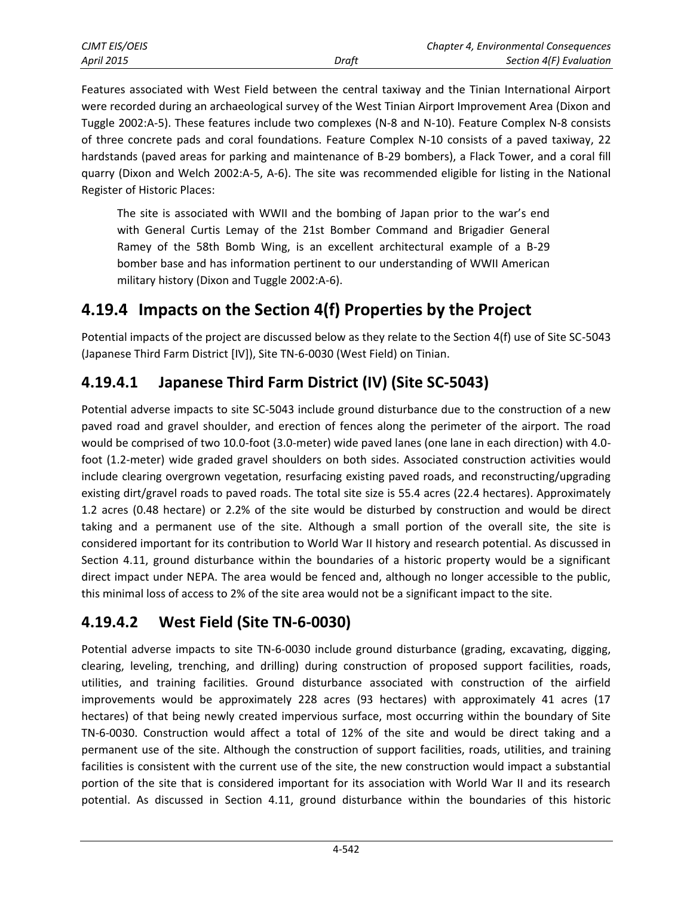Features associated with West Field between the central taxiway and the Tinian International Airport were recorded during an archaeological survey of the West Tinian Airport Improvement Area (Dixon and Tuggle 2002:A-5). These features include two complexes (N-8 and N-10). Feature Complex N-8 consists of three concrete pads and coral foundations. Feature Complex N-10 consists of a paved taxiway, 22 hardstands (paved areas for parking and maintenance of B-29 bombers), a Flack Tower, and a coral fill quarry (Dixon and Welch 2002:A-5, A-6). The site was recommended eligible for listing in the National Register of Historic Places:

> The site is associated with WWII and the bombing of Japan prior to the war's end with General Curtis Lemay of the 21st Bomber Command and Brigadier General Ramey of the 58th Bomb Wing, is an excellent architectural example of a B-29 bomber base and has information pertinent to our understanding of WWII American military history (Dixon and Tuggle 2002:A-6).

## 4.19.4 Impacts on the Section 4(f) Properties by the Project

Potential impacts of the project are discussed below as they relate to the Section 4(f) use of Site SC-5043 (Japanese Third Farm District [IV]), Site TN-6-0030 (West Field) on Tinian.

### 4.19.4.1 Japanese Third Farm District (IV) (Site SC-5043)

Potential adverse impacts to site SC-5043 include ground disturbance due to the construction of a new paved road and gravel shoulder, and erection of fences along the perimeter of the airport. The road would be comprised of two 10.0-foot (3.0-meter) wide paved lanes (one lane in each direction) with 4.0-foot (1.2-meter) wide graded gravel shoulders on both sides. Associated construction activities would include clearing overgrown vegetation, resurfacing existing paved roads, and reconstructing/upgrading existing dirt/gravel roads to paved roads. The total site size is 55.4 acres (22.4 hectares). Approximately 1.2 acres (0.48 hectare) or 2.2% of the site would be disturbed by construction and would be direct taking and a permanent use of the site. Although a small portion of the overall site, the site is considered important for its contribution to World War II history and research potential. As discussed in Section 4.11, ground disturbance within the boundaries of a historic property would be a significant direct impact under NEPA. The area would be fenced and, although no longer accessible to the public, this minimal loss of access to 2% of the site area would not be a significant impact to the site.

### 4.19.4.2 West Field (Site TN-6-0030)

Potential adverse impacts to site TN-6-0030 include ground disturbance (grading, excavating, digging, clearing, leveling, trenching, and drilling) during construction of proposed support facilities, roads, utilities, and training facilities. Ground disturbance associated with construction of the airfield improvements would be approximately 228 acres (93 hectares) with approximately 41 acres (17 hectares) of that being newly created impervious surface, most occurring within the boundary of Site TN-6-0030. Construction would affect a total of 12% of the site and would be direct taking and a permanent use of the site. Although the construction of support facilities, roads, utilities, and training facilities is consistent with the current use of the site, the new construction would impact a substantial portion of the site that is considered important for its association with World War II and its research potential. As discussed in Section 4.11, ground disturbance within the boundaries of this historic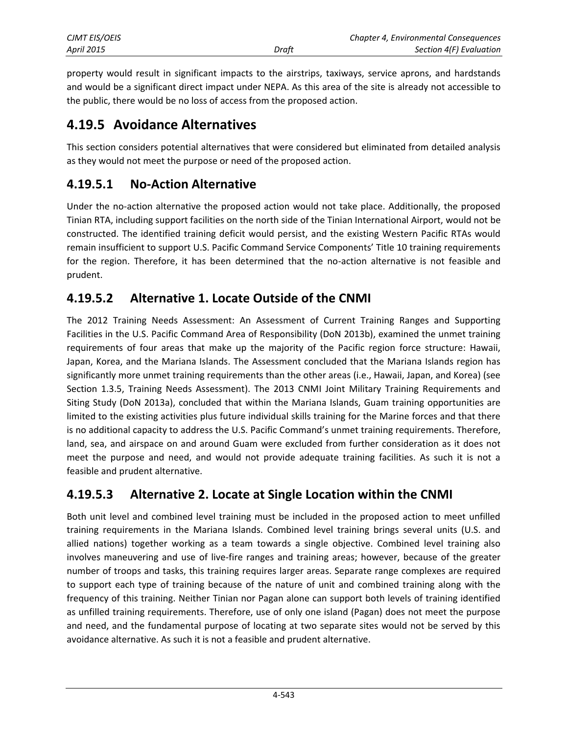property would result in significant impacts to the airstrips, taxiways, service aprons, and hardstands and would be a significant direct impact under NEPA. As this area of the site is already not accessible to the public, there would be no loss of access from the proposed action.

## 4.19.5 Avoidance Alternatives

This section considers potential alternatives that were considered but eliminated from detailed analysis as they would not meet the purpose or need of the proposed action.

### 4.19.5.1 No-Action Alternative

Under the no-action alternative the proposed action would not take place. Additionally, the proposed Tinian RTA, including support facilities on the north side of the Tinian International Airport, would not be constructed. The identified training deficit would persist, and the existing Western Pacific RTAs would remain insufficient to support U.S. Pacific Command Service Components' Title 10 training requirements for the region. Therefore, it has been determined that the no-action alternative is not feasible and prudent.

### 4.19.5.2 Alternative 1. Locate Outside of the CNMI

The 2012 Training Needs Assessment: An Assessment of Current Training Ranges and Supporting Facilities in the U.S. Pacific Command Area of Responsibility (DoN 2013b), examined the unmet training requirements of four areas that make up the majority of the Pacific region force structure: Hawaii, Japan, Korea, and the Mariana Islands. The Assessment concluded that the Mariana Islands region has significantly more unmet training requirements than the other areas (i.e., Hawaii, Japan, and Korea) (see Section 1.3.5, Training Needs Assessment). The 2013 CNMI Joint Military Training Requirements and Siting Study (DoN 2013a), concluded that within the Mariana Islands, Guam training opportunities are limited to the existing activities plus future individual skills training for the Marine forces and that there is no additional capacity to address the U.S. Pacific Command's unmet training requirements. Therefore, land, sea, and airspace on and around Guam were excluded from further consideration as it does not meet the purpose and need, and would not provide adequate training facilities. As such it is not a feasible and prudent alternative.

### 4.19.5.3 Alternative 2. Locate at Single Location within the CNMI

Both unit level and combined level training must be included in the proposed action to meet unfilled training requirements in the Mariana Islands. Combined level training brings several units (U.S. and allied nations) together working as a team towards a single objective. Combined level training also involves maneuvering and use of live-fire ranges and training areas; however, because of the greater number of troops and tasks, this training requires larger areas. Separate range complexes are required to support each type of training because of the nature of unit and combined training along with the frequency of this training. Neither Tinian nor Pagan alone can support both levels of training identified as unfilled training requirements. Therefore, use of only one island (Pagan) does not meet the purpose and need, and the fundamental purpose of locating at two separate sites would not be served by this avoidance alternative. As such it is not a feasible and prudent alternative.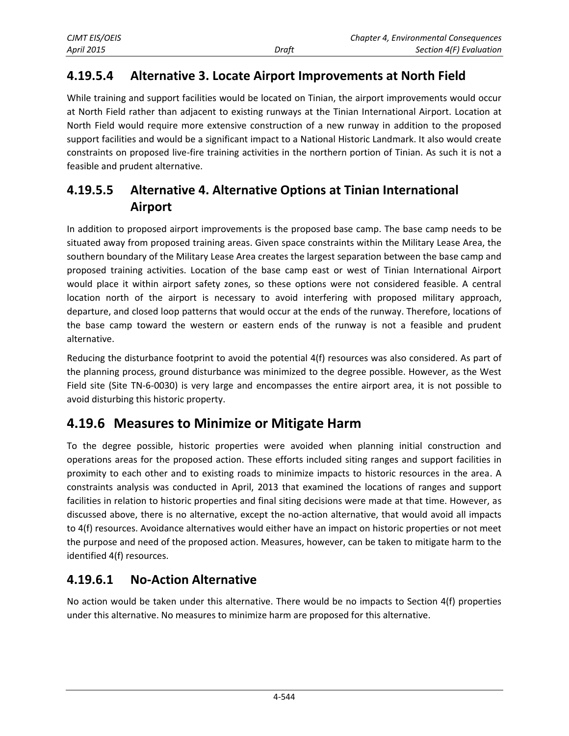### 4.19.5.4 Alternative 3. Locate Airport Improvements at North Field

While training and support facilities would be located on Tinian, the airport improvements would occur at North Field rather than adjacent to existing runways at the Tinian International Airport. Location at North Field would require more extensive construction of a new runway in addition to the proposed support facilities and would be a significant impact to a National Historic Landmark. It also would create constraints on proposed live-fire training activities in the northern portion of Tinian. As such it is not a feasible and prudent alternative.

### 4.19.5.5 Alternative 4. Alternative Options at Tinian International Airport

In addition to proposed airport improvements is the proposed base camp. The base camp needs to be situated away from proposed training areas. Given space constraints within the Military Lease Area, the southern boundary of the Military Lease Area creates the largest separation between the base camp and proposed training activities. Location of the base camp east or west of Tinian International Airport would place it within airport safety zones, so these options were not considered feasible. A central location north of the airport is necessary to avoid interfering with proposed military approach, departure, and closed loop patterns that would occur at the ends of the runway. Therefore, locations of the base camp toward the western or eastern ends of the runway is not a feasible and prudent alternative.

Reducing the disturbance footprint to avoid the potential 4(f) resources was also considered. As part of the planning process, ground disturbance was minimized to the degree possible. However, as the West Field site (Site TN-6-0030) is very large and encompasses the entire airport area, it is not possible to avoid disturbing this historic property.

## 4.19.6 Measures to Minimize or Mitigate Harm

To the degree possible, historic properties were avoided when planning initial construction and operations areas for the proposed action. These efforts included siting ranges and support facilities in proximity to each other and to existing roads to minimize impacts to historic resources in the area. A constraints analysis was conducted in April, 2013 that examined the locations of ranges and support facilities in relation to historic properties and final siting decisions were made at that time. However, as discussed above, there is no alternative, except the no-action alternative, that would avoid all impacts to 4(f) resources. Avoidance alternatives would either have an impact on historic properties or not meet the purpose and need of the proposed action. Measures, however, can be taken to mitigate harm to the identified 4(f) resources.

### 4.19.6.1 No-Action Alternative

No action would be taken under this alternative. There would be no impacts to Section 4(f) properties under this alternative. No measures to minimize harm are proposed for this alternative.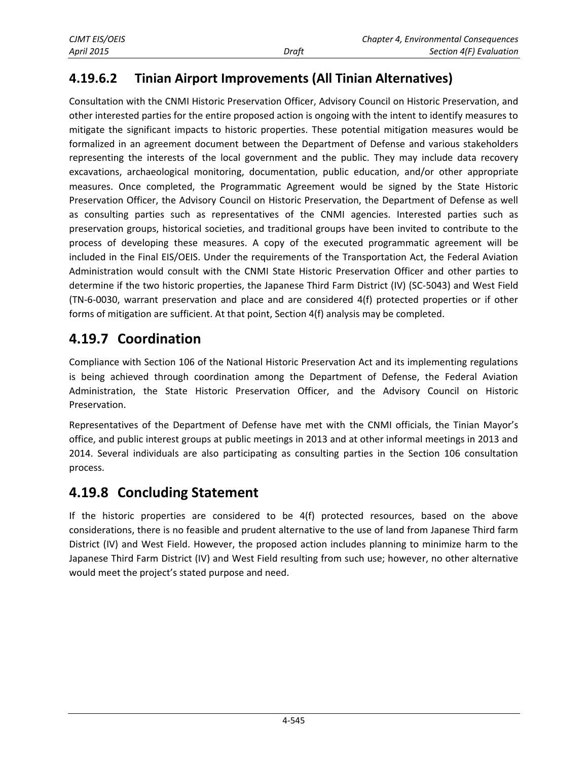### 4.19.6.2 Tinian Airport Improvements (All Tinian Alternatives)

Consultation with the CNMI Historic Preservation Officer, Advisory Council on Historic Preservation, and other interested parties for the entire proposed action is ongoing with the intent to identify measures to mitigate the significant impacts to historic properties. These potential mitigation measures would be formalized in an agreement document between the Department of Defense and various stakeholders representing the interests of the local government and the public. They may include data recovery excavations, archaeological monitoring, documentation, public education, and/or other appropriate measures. Once completed, the Programmatic Agreement would be signed by the State Historic Preservation Officer, the Advisory Council on Historic Preservation, the Department of Defense as well as consulting parties such as representatives of the CNMI agencies. Interested parties such as preservation groups, historical societies, and traditional groups have been invited to contribute to the process of developing these measures. A copy of the executed programmatic agreement will be included in the Final EIS/OEIS. Under the requirements of the Transportation Act, the Federal Aviation Administration would consult with the CNMI State Historic Preservation Officer and other parties to determine if the two historic properties, the Japanese Third Farm District (IV) (SC-5043) and West Field (TN-6-0030, warrant preservation and place and are considered 4(f) protected properties or if other forms of mitigation are sufficient. At that point, Section 4(f) analysis may be completed.

## 4.19.7 Coordination

Compliance with Section 106 of the National Historic Preservation Act and its implementing regulations is being achieved through coordination among the Department of Defense, the Federal Aviation Administration, the State Historic Preservation Officer, and the Advisory Council on Historic Preservation.

Representatives of the Department of Defense have met with the CNMI officials, the Tinian Mayor's office, and public interest groups at public meetings in 2013 and at other informal meetings in 2013 and 2014. Several individuals are also participating as consulting parties in the Section 106 consultation process.

## 4.19.8 Concluding Statement

If the historic properties are considered to be 4(f) protected resources, based on the above considerations, there is no feasible and prudent alternative to the use of land from Japanese Third farm District (IV) and West Field. However, the proposed action includes planning to minimize harm to the Japanese Third Farm District (IV) and West Field resulting from such use; however, no other alternative would meet the project's stated purpose and need.